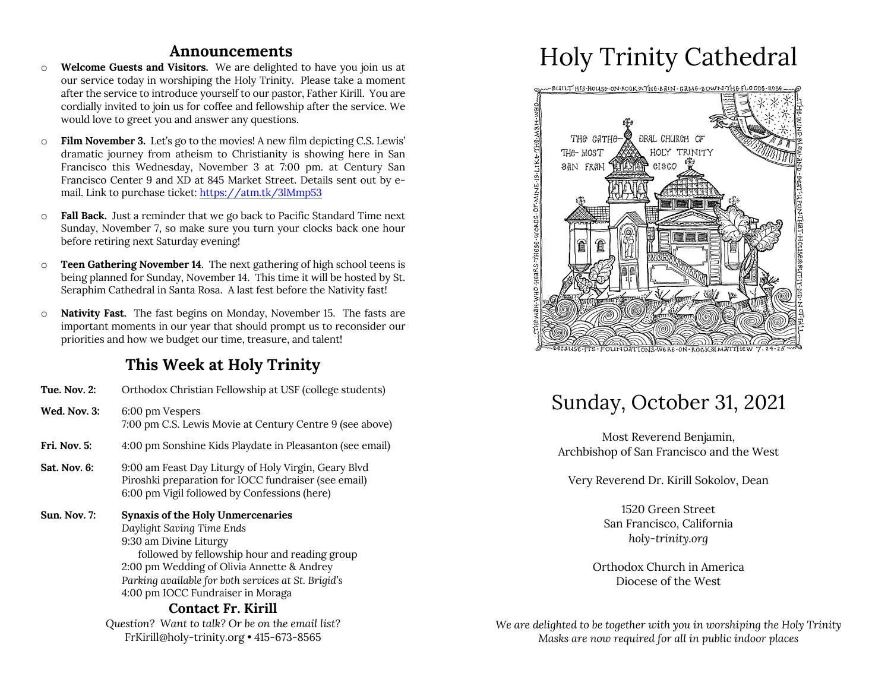## Announcements

- **Welcome Guests and Visitors.** We are delighted to have you join us at our service today in worshiping the Holy Trinity. Please take a moment after the service to introduce yourself to our pastor, Father Kirill. You are cordially invited to join us for coffee and fellowship after the service. We would love to greet you and answer any questions.
- **Film November 3.** Let's go to the movies! A new film depicting C.S. Lewis' dramatic journey from atheism to Christianity is showing here in San Francisco this Wednesday, November 3 at 7:00 pm. at Century San Francisco Center 9 and XD at 845 Market Street. Details sent out by e-mail. Link to purchase ticket: https://atm.tk/3lMmp53
- **Fall Back.** Just a reminder that we go back to Pacific Standard Time next Sunday, November 7, so make sure you turn your clocks back one hour before retiring next Saturday evening!
- **Teen Gathering November 14**. The next gathering of high school teens is being planned for Sunday, November 14. This time it will be hosted by St. Seraphim Cathedral in Santa Rosa. A last fest before the Nativity fast!
- **Nativity Fast.** The fast begins on Monday, November 15. The fasts are important moments in our year that should prompt us to reconsider our priorities and how we budget our time, treasure, and talent!

## This Week at Holy Trinity

**Tue. Nov. 2:** Orthodox Christian Fellowship at USF (college students)

**Wed. Nov. 3:** 6:00 pm Vespers
7:00 pm C.S. Lewis Movie at Century Centre 9 (see above)

**Fri. Nov. 5:** 4:00 pm Sonshine Kids Playdate in Pleasanton (see email)

**Sat. Nov. 6:** 9:00 am Feast Day Liturgy of Holy Virgin, Geary Blvd
Piroshki preparation for IOCC fundraiser (see email)
6:00 pm Vigil followed by Confessions (here)

**Sun. Nov. 7:** **Synaxis of the Holy Unmercenaries**
*Daylight Saving Time Ends*
9:30 am Divine Liturgy
followed by fellowship hour and reading group
2:00 pm Wedding of Olivia Annette & Andrey
*Parking available for both services at St. Brigid's*
4:00 pm IOCC Fundraiser in Moraga

### Contact Fr. Kirill

*Question? Want to talk? Or be on the email list?*
FrKirill@holy-trinity.org • 415-673-8565

# Holy Trinity Cathedral

BUILT HIS HOUSE ON ROCK ✻ THE RAIN CAME DOWN THE FLOODS ROSE — THE WIND BLEW AND BEAT UPON THAT HOUSE ✻ BUT IT DID NOT FALL — BECAUSE ITS FOUNDATIONS WERE ON ROCK ✻ MATTHEW 7:24-25 — THE MAN WHO HEARS THESE WORDS OF MINE IS LIKE THE MAN WHO

THE CATHEDRAL CHURCH OF THE MOST HOLY TRINITY SAN FRANCISCO

## Sunday, October 31, 2021

Most Reverend Benjamin,
Archbishop of San Francisco and the West

Very Reverend Dr. Kirill Sokolov, Dean

1520 Green Street
San Francisco, California
*holy-trinity.org*

Orthodox Church in America
Diocese of the West

*We are delighted to be together with you in worshiping the Holy Trinity*
*Masks are now required for all in public indoor places*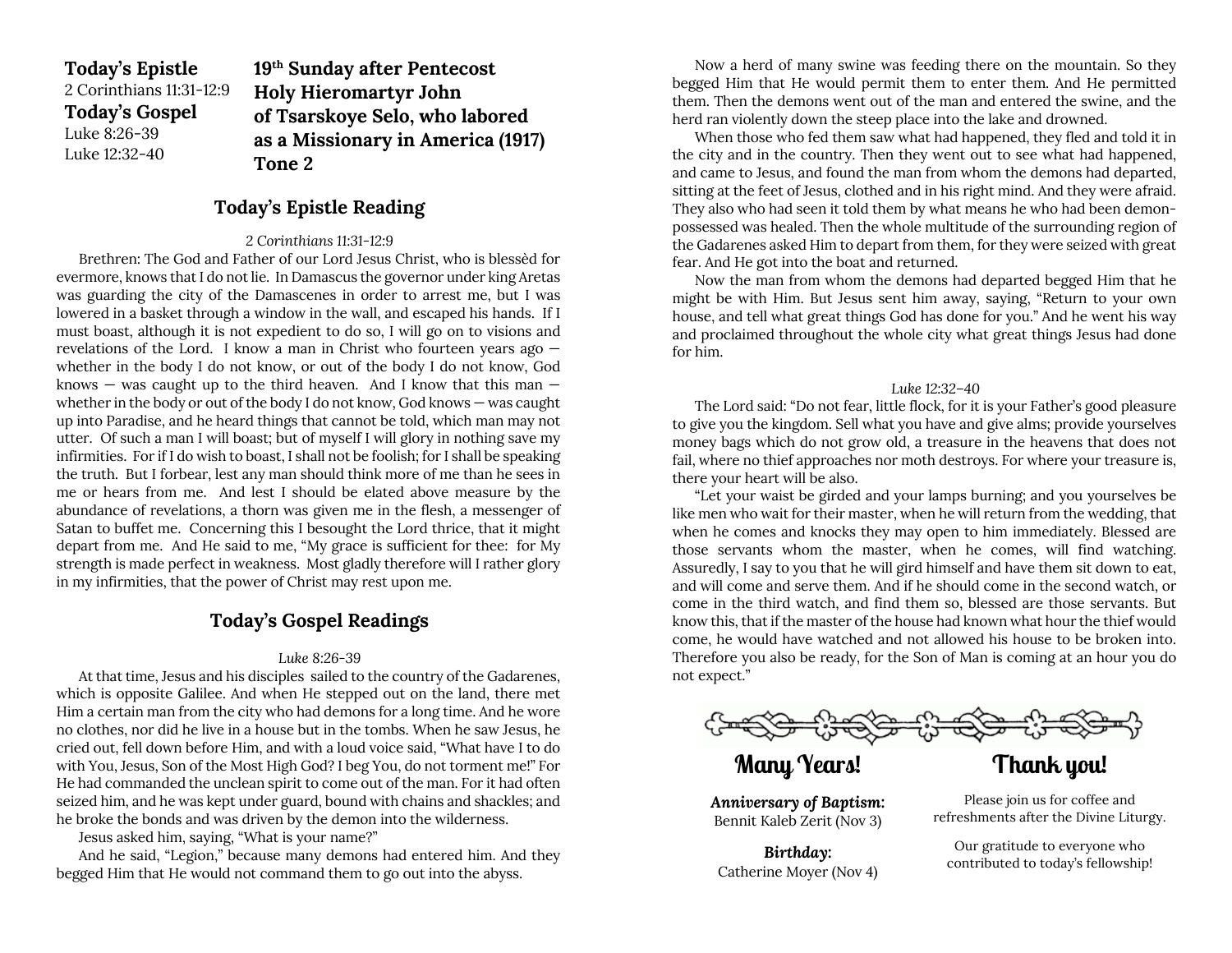**Today's Epistle**
2 Corinthians 11:31-12:9
**Today's Gospel**
Luke 8:26-39
Luke 12:32-40

**19th Sunday after Pentecost**
**Holy Hieromartyr John of Tsarskoye Selo, who labored as a Missionary in America (1917)**
**Tone 2**

## Today's Epistle Reading

*2 Corinthians 11:31-12:9*

Brethren: The God and Father of our Lord Jesus Christ, who is blessèd for evermore, knows that I do not lie. In Damascus the governor under king Aretas was guarding the city of the Damascenes in order to arrest me, but I was lowered in a basket through a window in the wall, and escaped his hands. If I must boast, although it is not expedient to do so, I will go on to visions and revelations of the Lord. I know a man in Christ who fourteen years ago — whether in the body I do not know, or out of the body I do not know, God knows — was caught up to the third heaven. And I know that this man — whether in the body or out of the body I do not know, God knows — was caught up into Paradise, and he heard things that cannot be told, which man may not utter. Of such a man I will boast; but of myself I will glory in nothing save my infirmities. For if I do wish to boast, I shall not be foolish; for I shall be speaking the truth. But I forbear, lest any man should think more of me than he sees in me or hears from me. And lest I should be elated above measure by the abundance of revelations, a thorn was given me in the flesh, a messenger of Satan to buffet me. Concerning this I besought the Lord thrice, that it might depart from me. And He said to me, "My grace is sufficient for thee: for My strength is made perfect in weakness. Most gladly therefore will I rather glory in my infirmities, that the power of Christ may rest upon me.

## Today's Gospel Readings

*Luke 8:26-39*

At that time, Jesus and his disciples sailed to the country of the Gadarenes, which is opposite Galilee. And when He stepped out on the land, there met Him a certain man from the city who had demons for a long time. And he wore no clothes, nor did he live in a house but in the tombs. When he saw Jesus, he cried out, fell down before Him, and with a loud voice said, "What have I to do with You, Jesus, Son of the Most High God? I beg You, do not torment me!" For He had commanded the unclean spirit to come out of the man. For it had often seized him, and he was kept under guard, bound with chains and shackles; and he broke the bonds and was driven by the demon into the wilderness.

Jesus asked him, saying, "What is your name?"

And he said, "Legion," because many demons had entered him. And they begged Him that He would not command them to go out into the abyss.

Now a herd of many swine was feeding there on the mountain. So they begged Him that He would permit them to enter them. And He permitted them. Then the demons went out of the man and entered the swine, and the herd ran violently down the steep place into the lake and drowned.

When those who fed them saw what had happened, they fled and told it in the city and in the country. Then they went out to see what had happened, and came to Jesus, and found the man from whom the demons had departed, sitting at the feet of Jesus, clothed and in his right mind. And they were afraid. They also who had seen it told them by what means he who had been demon-possessed was healed. Then the whole multitude of the surrounding region of the Gadarenes asked Him to depart from them, for they were seized with great fear. And He got into the boat and returned.

Now the man from whom the demons had departed begged Him that he might be with Him. But Jesus sent him away, saying, "Return to your own house, and tell what great things God has done for you." And he went his way and proclaimed throughout the whole city what great things Jesus had done for him.

*Luke 12:32–40*

The Lord said: "Do not fear, little flock, for it is your Father's good pleasure to give you the kingdom. Sell what you have and give alms; provide yourselves money bags which do not grow old, a treasure in the heavens that does not fail, where no thief approaches nor moth destroys. For where your treasure is, there your heart will be also.

"Let your waist be girded and your lamps burning; and you yourselves be like men who wait for their master, when he will return from the wedding, that when he comes and knocks they may open to him immediately. Blessed are those servants whom the master, when he comes, will find watching. Assuredly, I say to you that he will gird himself and have them sit down to eat, and will come and serve them. And if he should come in the second watch, or come in the third watch, and find them so, blessed are those servants. But know this, that if the master of the house had known what hour the thief would come, he would have watched and not allowed his house to be broken into. Therefore you also be ready, for the Son of Man is coming at an hour you do not expect."

## Many Years!

***Anniversary of Baptism:***
Bennit Kaleb Zerit (Nov 3)

***Birthday:***
Catherine Moyer (Nov 4)

## Thank you!

Please join us for coffee and refreshments after the Divine Liturgy.

Our gratitude to everyone who contributed to today's fellowship!